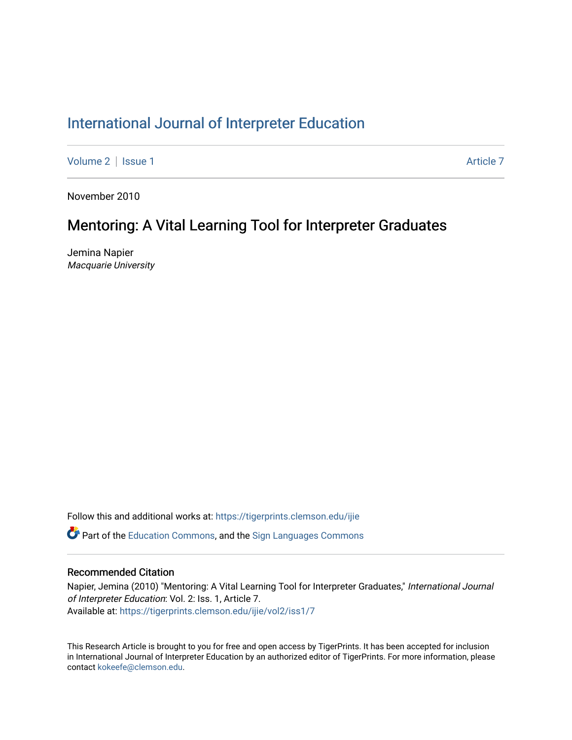# International Journal of Interpreter Education

Volume 2 | Issue 1 | Article 7

November 2010

## Mentoring: A Vital Learning Tool for Interpreter Graduates

Jemina Napier
*Macquarie University*

Follow this and additional works at: https://tigerprints.clemson.edu/ijie

Part of the Education Commons, and the Sign Languages Commons

### Recommended Citation

Napier, Jemina (2010) "Mentoring: A Vital Learning Tool for Interpreter Graduates," *International Journal of Interpreter Education*: Vol. 2: Iss. 1, Article 7.
Available at: https://tigerprints.clemson.edu/ijie/vol2/iss1/7

This Research Article is brought to you for free and open access by TigerPrints. It has been accepted for inclusion in International Journal of Interpreter Education by an authorized editor of TigerPrints. For more information, please contact kokeefe@clemson.edu.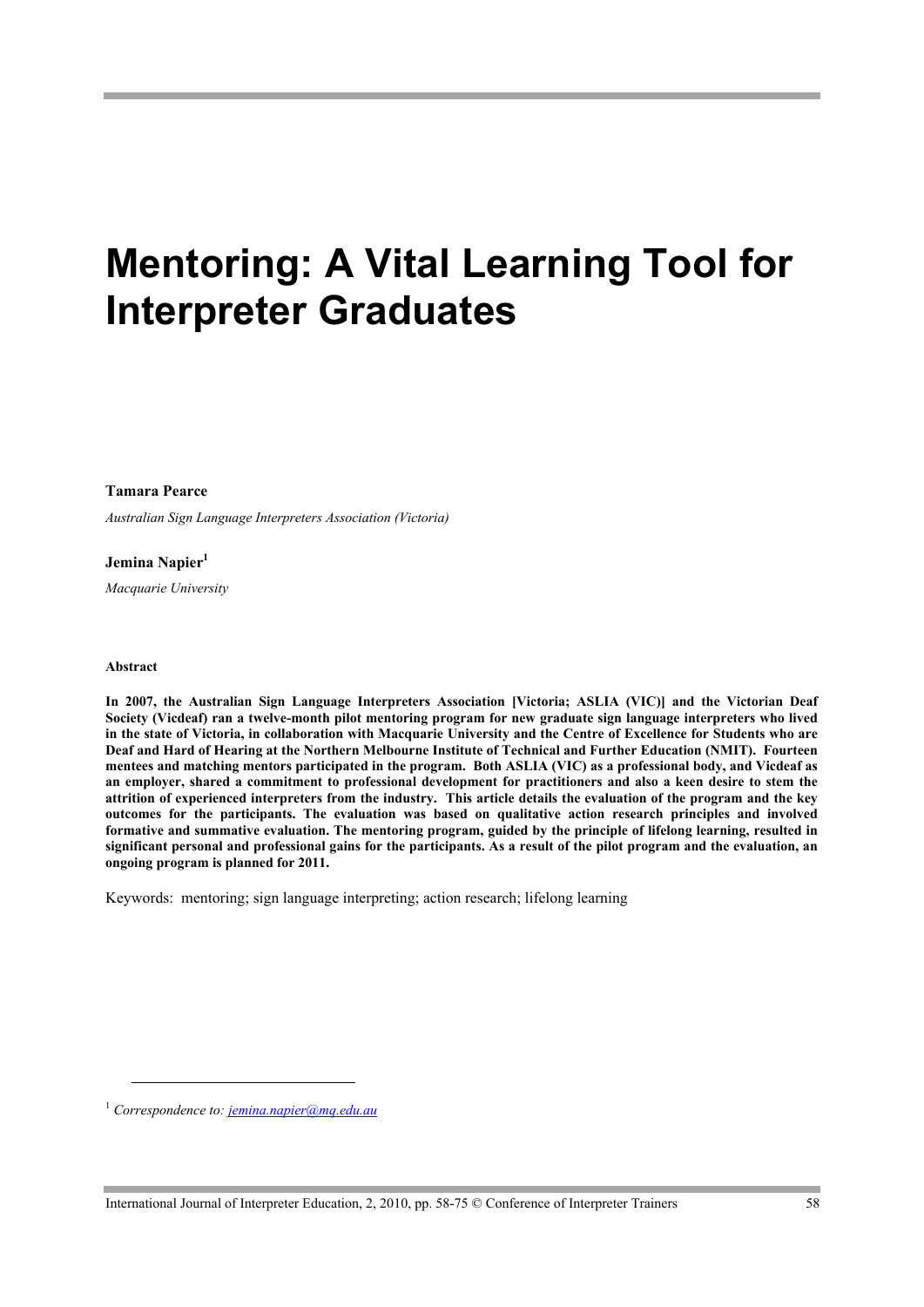# Mentoring: A Vital Learning Tool for Interpreter Graduates

**Tamara Pearce**

*Australian Sign Language Interpreters Association (Victoria)*

**Jemina Napier**[1]

*Macquarie University*

**Abstract**

**In 2007, the Australian Sign Language Interpreters Association [Victoria; ASLIA (VIC)] and the Victorian Deaf Society (Vicdeaf) ran a twelve-month pilot mentoring program for new graduate sign language interpreters who lived in the state of Victoria, in collaboration with Macquarie University and the Centre of Excellence for Students who are Deaf and Hard of Hearing at the Northern Melbourne Institute of Technical and Further Education (NMIT). Fourteen mentees and matching mentors participated in the program. Both ASLIA (VIC) as a professional body, and Vicdeaf as an employer, shared a commitment to professional development for practitioners and also a keen desire to stem the attrition of experienced interpreters from the industry. This article details the evaluation of the program and the key outcomes for the participants. The evaluation was based on qualitative action research principles and involved formative and summative evaluation. The mentoring program, guided by the principle of lifelong learning, resulted in significant personal and professional gains for the participants. As a result of the pilot program and the evaluation, an ongoing program is planned for 2011.**

Keywords: mentoring; sign language interpreting; action research; lifelong learning

---

[1] *Correspondence to: jemina.napier@mq.edu.au*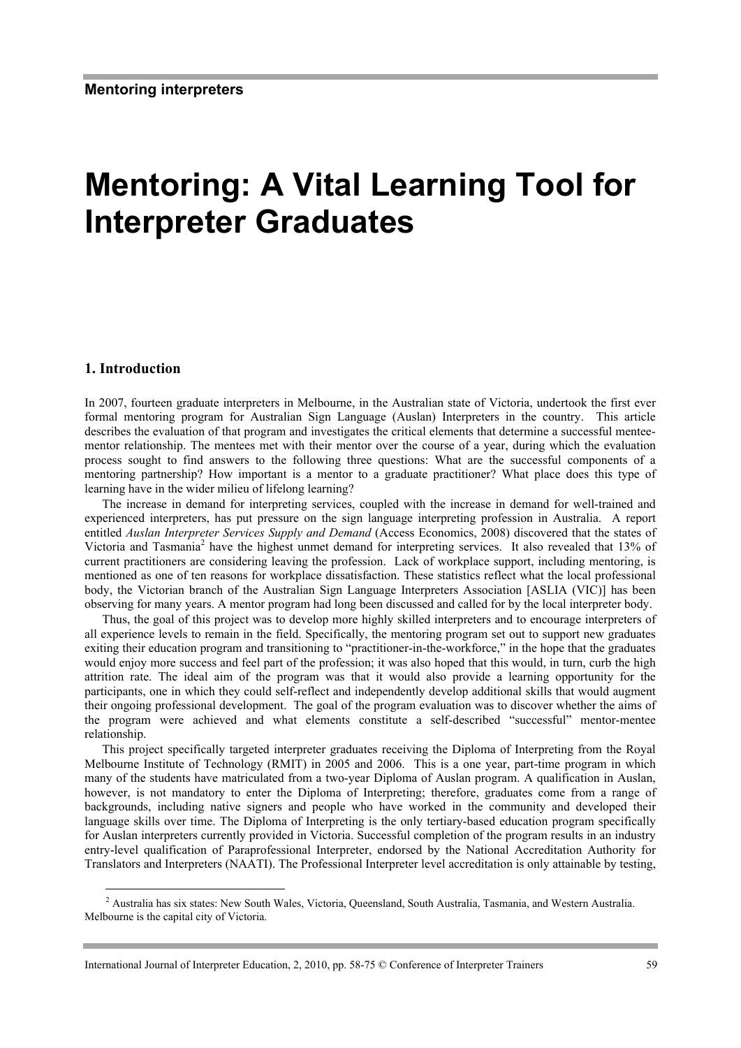# Mentoring: A Vital Learning Tool for Interpreter Graduates

## 1. Introduction

In 2007, fourteen graduate interpreters in Melbourne, in the Australian state of Victoria, undertook the first ever formal mentoring program for Australian Sign Language (Auslan) Interpreters in the country. This article describes the evaluation of that program and investigates the critical elements that determine a successful mentee-mentor relationship. The mentees met with their mentor over the course of a year, during which the evaluation process sought to find answers to the following three questions: What are the successful components of a mentoring partnership? How important is a mentor to a graduate practitioner? What place does this type of learning have in the wider milieu of lifelong learning?

The increase in demand for interpreting services, coupled with the increase in demand for well-trained and experienced interpreters, has put pressure on the sign language interpreting profession in Australia. A report entitled *Auslan Interpreter Services Supply and Demand* (Access Economics, 2008) discovered that the states of Victoria and Tasmania[2] have the highest unmet demand for interpreting services. It also revealed that 13% of current practitioners are considering leaving the profession. Lack of workplace support, including mentoring, is mentioned as one of ten reasons for workplace dissatisfaction. These statistics reflect what the local professional body, the Victorian branch of the Australian Sign Language Interpreters Association [ASLIA (VIC)] has been observing for many years. A mentor program had long been discussed and called for by the local interpreter body.

Thus, the goal of this project was to develop more highly skilled interpreters and to encourage interpreters of all experience levels to remain in the field. Specifically, the mentoring program set out to support new graduates exiting their education program and transitioning to "practitioner-in-the-workforce," in the hope that the graduates would enjoy more success and feel part of the profession; it was also hoped that this would, in turn, curb the high attrition rate. The ideal aim of the program was that it would also provide a learning opportunity for the participants, one in which they could self-reflect and independently develop additional skills that would augment their ongoing professional development. The goal of the program evaluation was to discover whether the aims of the program were achieved and what elements constitute a self-described "successful" mentor-mentee relationship.

This project specifically targeted interpreter graduates receiving the Diploma of Interpreting from the Royal Melbourne Institute of Technology (RMIT) in 2005 and 2006. This is a one year, part-time program in which many of the students have matriculated from a two-year Diploma of Auslan program. A qualification in Auslan, however, is not mandatory to enter the Diploma of Interpreting; therefore, graduates come from a range of backgrounds, including native signers and people who have worked in the community and developed their language skills over time. The Diploma of Interpreting is the only tertiary-based education program specifically for Auslan interpreters currently provided in Victoria. Successful completion of the program results in an industry entry-level qualification of Paraprofessional Interpreter, endorsed by the National Accreditation Authority for Translators and Interpreters (NAATI). The Professional Interpreter level accreditation is only attainable by testing,

[2] Australia has six states: New South Wales, Victoria, Queensland, South Australia, Tasmania, and Western Australia. Melbourne is the capital city of Victoria.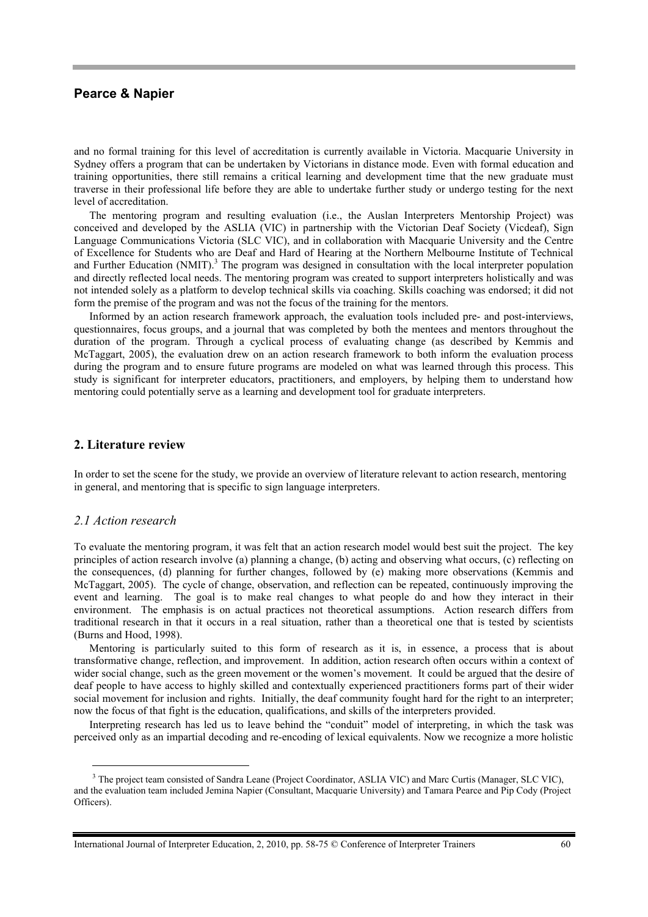and no formal training for this level of accreditation is currently available in Victoria. Macquarie University in Sydney offers a program that can be undertaken by Victorians in distance mode. Even with formal education and training opportunities, there still remains a critical learning and development time that the new graduate must traverse in their professional life before they are able to undertake further study or undergo testing for the next level of accreditation.

The mentoring program and resulting evaluation (i.e., the Auslan Interpreters Mentorship Project) was conceived and developed by the ASLIA (VIC) in partnership with the Victorian Deaf Society (Vicdeaf), Sign Language Communications Victoria (SLC VIC), and in collaboration with Macquarie University and the Centre of Excellence for Students who are Deaf and Hard of Hearing at the Northern Melbourne Institute of Technical and Further Education (NMIT).[3] The program was designed in consultation with the local interpreter population and directly reflected local needs. The mentoring program was created to support interpreters holistically and was not intended solely as a platform to develop technical skills via coaching. Skills coaching was endorsed; it did not form the premise of the program and was not the focus of the training for the mentors.

Informed by an action research framework approach, the evaluation tools included pre- and post-interviews, questionnaires, focus groups, and a journal that was completed by both the mentees and mentors throughout the duration of the program. Through a cyclical process of evaluating change (as described by Kemmis and McTaggart, 2005), the evaluation drew on an action research framework to both inform the evaluation process during the program and to ensure future programs are modeled on what was learned through this process. This study is significant for interpreter educators, practitioners, and employers, by helping them to understand how mentoring could potentially serve as a learning and development tool for graduate interpreters.

## 2. Literature review

In order to set the scene for the study, we provide an overview of literature relevant to action research, mentoring in general, and mentoring that is specific to sign language interpreters.

### *2.1 Action research*

To evaluate the mentoring program, it was felt that an action research model would best suit the project. The key principles of action research involve (a) planning a change, (b) acting and observing what occurs, (c) reflecting on the consequences, (d) planning for further changes, followed by (e) making more observations (Kemmis and McTaggart, 2005). The cycle of change, observation, and reflection can be repeated, continuously improving the event and learning. The goal is to make real changes to what people do and how they interact in their environment. The emphasis is on actual practices not theoretical assumptions. Action research differs from traditional research in that it occurs in a real situation, rather than a theoretical one that is tested by scientists (Burns and Hood, 1998).

Mentoring is particularly suited to this form of research as it is, in essence, a process that is about transformative change, reflection, and improvement. In addition, action research often occurs within a context of wider social change, such as the green movement or the women's movement. It could be argued that the desire of deaf people to have access to highly skilled and contextually experienced practitioners forms part of their wider social movement for inclusion and rights. Initially, the deaf community fought hard for the right to an interpreter; now the focus of that fight is the education, qualifications, and skills of the interpreters provided.

Interpreting research has led us to leave behind the "conduit" model of interpreting, in which the task was perceived only as an impartial decoding and re-encoding of lexical equivalents. Now we recognize a more holistic

[3] The project team consisted of Sandra Leane (Project Coordinator, ASLIA VIC) and Marc Curtis (Manager, SLC VIC), and the evaluation team included Jemina Napier (Consultant, Macquarie University) and Tamara Pearce and Pip Cody (Project Officers).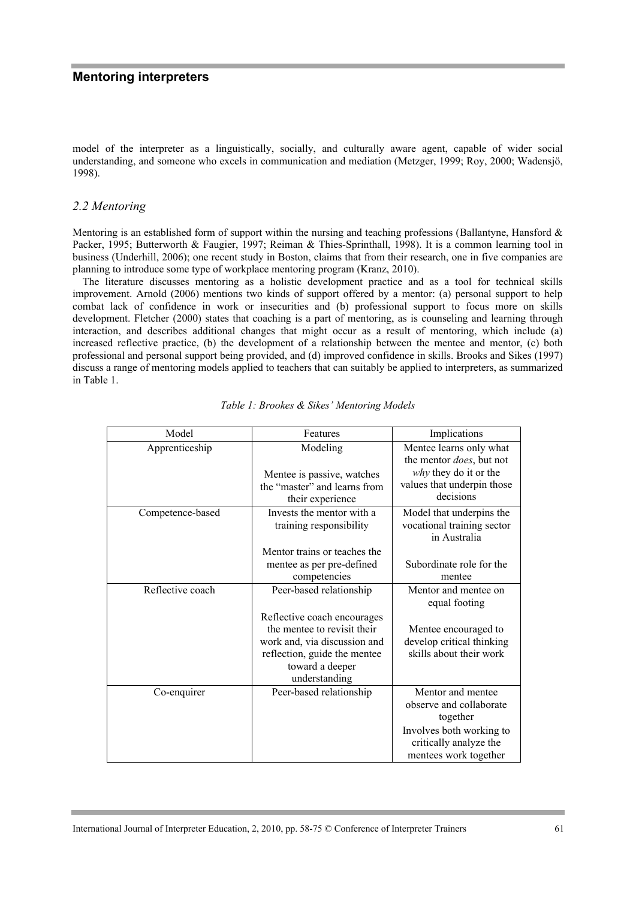model of the interpreter as a linguistically, socially, and culturally aware agent, capable of wider social understanding, and someone who excels in communication and mediation (Metzger, 1999; Roy, 2000; Wadensjö, 1998).

## *2.2 Mentoring*

Mentoring is an established form of support within the nursing and teaching professions (Ballantyne, Hansford & Packer, 1995; Butterworth & Faugier, 1997; Reiman & Thies-Sprinthall, 1998). It is a common learning tool in business (Underhill, 2006); one recent study in Boston, claims that from their research, one in five companies are planning to introduce some type of workplace mentoring program (Kranz, 2010).

The literature discusses mentoring as a holistic development practice and as a tool for technical skills improvement. Arnold (2006) mentions two kinds of support offered by a mentor: (a) personal support to help combat lack of confidence in work or insecurities and (b) professional support to focus more on skills development. Fletcher (2000) states that coaching is a part of mentoring, as is counseling and learning through interaction, and describes additional changes that might occur as a result of mentoring, which include (a) increased reflective practice, (b) the development of a relationship between the mentee and mentor, (c) both professional and personal support being provided, and (d) improved confidence in skills. Brooks and Sikes (1997) discuss a range of mentoring models applied to teachers that can suitably be applied to interpreters, as summarized in Table 1.

*Table 1: Brookes & Sikes' Mentoring Models*

| Model | Features | Implications |
|---|---|---|
| Apprenticeship | Modeling<br><br>Mentee is passive, watches the "master" and learns from their experience | Mentee learns only what the mentor *does*, but not *why* they do it or the values that underpin those decisions |
| Competence-based | Invests the mentor with a training responsibility<br><br>Mentor trains or teaches the mentee as per pre-defined competencies | Model that underpins the vocational training sector in Australia<br><br>Subordinate role for the mentee |
| Reflective coach | Peer-based relationship<br><br>Reflective coach encourages the mentee to revisit their work and, via discussion and reflection, guide the mentee toward a deeper understanding | Mentor and mentee on equal footing<br><br>Mentee encouraged to develop critical thinking skills about their work |
| Co-enquirer | Peer-based relationship | Mentor and mentee observe and collaborate together<br>Involves both working to critically analyze the mentees work together |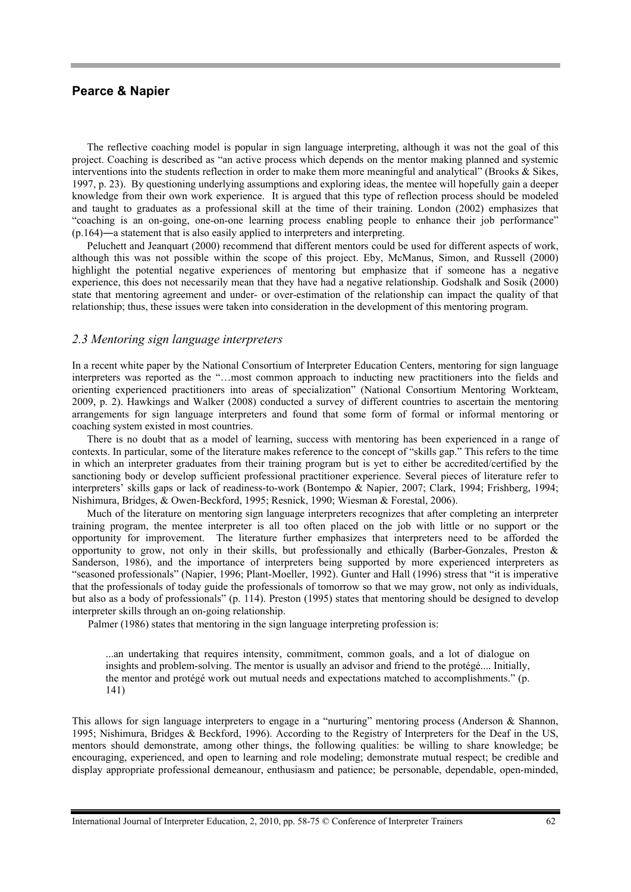The reflective coaching model is popular in sign language interpreting, although it was not the goal of this project. Coaching is described as "an active process which depends on the mentor making planned and systemic interventions into the students reflection in order to make them more meaningful and analytical" (Brooks & Sikes, 1997, p. 23). By questioning underlying assumptions and exploring ideas, the mentee will hopefully gain a deeper knowledge from their own work experience. It is argued that this type of reflection process should be modeled and taught to graduates as a professional skill at the time of their training. London (2002) emphasizes that "coaching is an on-going, one-on-one learning process enabling people to enhance their job performance" (p.164)―a statement that is also easily applied to interpreters and interpreting.

Peluchett and Jeanquart (2000) recommend that different mentors could be used for different aspects of work, although this was not possible within the scope of this project. Eby, McManus, Simon, and Russell (2000) highlight the potential negative experiences of mentoring but emphasize that if someone has a negative experience, this does not necessarily mean that they have had a negative relationship. Godshalk and Sosik (2000) state that mentoring agreement and under- or over-estimation of the relationship can impact the quality of that relationship; thus, these issues were taken into consideration in the development of this mentoring program.

### *2.3 Mentoring sign language interpreters*

In a recent white paper by the National Consortium of Interpreter Education Centers, mentoring for sign language interpreters was reported as the "…most common approach to inducting new practitioners into the fields and orienting experienced practitioners into areas of specialization" (National Consortium Mentoring Workteam, 2009, p. 2). Hawkings and Walker (2008) conducted a survey of different countries to ascertain the mentoring arrangements for sign language interpreters and found that some form of formal or informal mentoring or coaching system existed in most countries.

There is no doubt that as a model of learning, success with mentoring has been experienced in a range of contexts. In particular, some of the literature makes reference to the concept of "skills gap." This refers to the time in which an interpreter graduates from their training program but is yet to either be accredited/certified by the sanctioning body or develop sufficient professional practitioner experience. Several pieces of literature refer to interpreters' skills gaps or lack of readiness-to-work (Bontempo & Napier, 2007; Clark, 1994; Frishberg, 1994; Nishimura, Bridges, & Owen-Beckford, 1995; Resnick, 1990; Wiesman & Forestal, 2006).

Much of the literature on mentoring sign language interpreters recognizes that after completing an interpreter training program, the mentee interpreter is all too often placed on the job with little or no support or the opportunity for improvement. The literature further emphasizes that interpreters need to be afforded the opportunity to grow, not only in their skills, but professionally and ethically (Barber-Gonzales, Preston & Sanderson, 1986), and the importance of interpreters being supported by more experienced interpreters as "seasoned professionals" (Napier, 1996; Plant-Moeller, 1992). Gunter and Hall (1996) stress that "it is imperative that the professionals of today guide the professionals of tomorrow so that we may grow, not only as individuals, but also as a body of professionals" (p. 114). Preston (1995) states that mentoring should be designed to develop interpreter skills through an on-going relationship.

Palmer (1986) states that mentoring in the sign language interpreting profession is:

> ...an undertaking that requires intensity, commitment, common goals, and a lot of dialogue on insights and problem-solving. The mentor is usually an advisor and friend to the protégé.... Initially, the mentor and protégé work out mutual needs and expectations matched to accomplishments." (p. 141)

This allows for sign language interpreters to engage in a "nurturing" mentoring process (Anderson & Shannon, 1995; Nishimura, Bridges & Beckford, 1996). According to the Registry of Interpreters for the Deaf in the US, mentors should demonstrate, among other things, the following qualities: be willing to share knowledge; be encouraging, experienced, and open to learning and role modeling; demonstrate mutual respect; be credible and display appropriate professional demeanour, enthusiasm and patience; be personable, dependable, open-minded,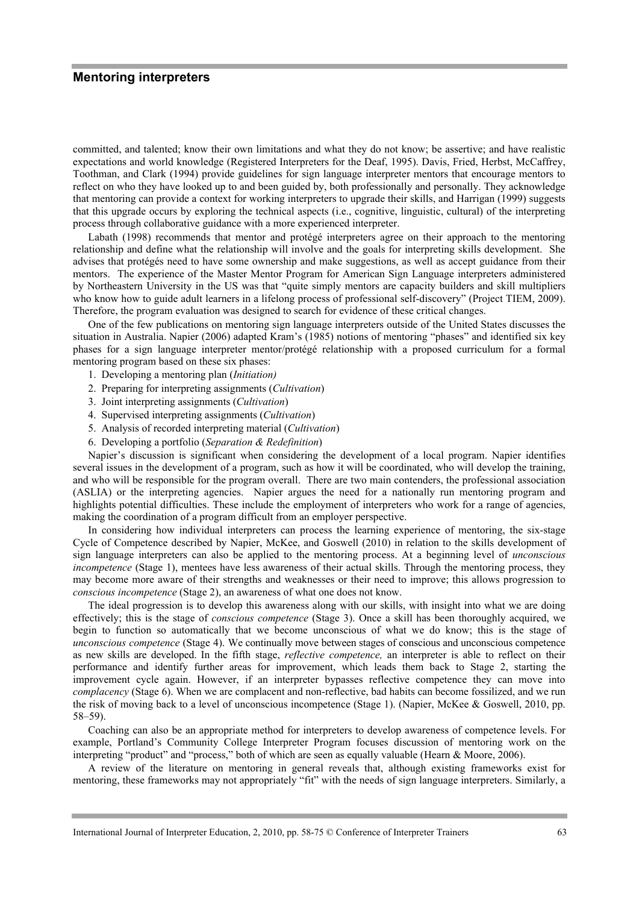committed, and talented; know their own limitations and what they do not know; be assertive; and have realistic expectations and world knowledge (Registered Interpreters for the Deaf, 1995). Davis, Fried, Herbst, McCaffrey, Toothman, and Clark (1994) provide guidelines for sign language interpreter mentors that encourage mentors to reflect on who they have looked up to and been guided by, both professionally and personally. They acknowledge that mentoring can provide a context for working interpreters to upgrade their skills, and Harrigan (1999) suggests that this upgrade occurs by exploring the technical aspects (i.e., cognitive, linguistic, cultural) of the interpreting process through collaborative guidance with a more experienced interpreter.

Labath (1998) recommends that mentor and protégé interpreters agree on their approach to the mentoring relationship and define what the relationship will involve and the goals for interpreting skills development. She advises that protégés need to have some ownership and make suggestions, as well as accept guidance from their mentors. The experience of the Master Mentor Program for American Sign Language interpreters administered by Northeastern University in the US was that "quite simply mentors are capacity builders and skill multipliers who know how to guide adult learners in a lifelong process of professional self-discovery" (Project TIEM, 2009). Therefore, the program evaluation was designed to search for evidence of these critical changes.

One of the few publications on mentoring sign language interpreters outside of the United States discusses the situation in Australia. Napier (2006) adapted Kram's (1985) notions of mentoring "phases" and identified six key phases for a sign language interpreter mentor/protégé relationship with a proposed curriculum for a formal mentoring program based on these six phases:

1. Developing a mentoring plan (*Initiation)*
2. Preparing for interpreting assignments (*Cultivation*)
3. Joint interpreting assignments (*Cultivation*)
4. Supervised interpreting assignments (*Cultivation*)
5. Analysis of recorded interpreting material (*Cultivation*)
6. Developing a portfolio (*Separation & Redefinition*)

Napier's discussion is significant when considering the development of a local program. Napier identifies several issues in the development of a program, such as how it will be coordinated, who will develop the training, and who will be responsible for the program overall. There are two main contenders, the professional association (ASLIA) or the interpreting agencies. Napier argues the need for a nationally run mentoring program and highlights potential difficulties. These include the employment of interpreters who work for a range of agencies, making the coordination of a program difficult from an employer perspective.

In considering how individual interpreters can process the learning experience of mentoring, the six-stage Cycle of Competence described by Napier, McKee, and Goswell (2010) in relation to the skills development of sign language interpreters can also be applied to the mentoring process. At a beginning level of *unconscious incompetence* (Stage 1), mentees have less awareness of their actual skills. Through the mentoring process, they may become more aware of their strengths and weaknesses or their need to improve; this allows progression to *conscious incompetence* (Stage 2), an awareness of what one does not know.

The ideal progression is to develop this awareness along with our skills, with insight into what we are doing effectively; this is the stage of *conscious competence* (Stage 3). Once a skill has been thoroughly acquired, we begin to function so automatically that we become unconscious of what we do know; this is the stage of *unconscious competence* (Stage 4). We continually move between stages of conscious and unconscious competence as new skills are developed. In the fifth stage, *reflective competence,* an interpreter is able to reflect on their performance and identify further areas for improvement, which leads them back to Stage 2, starting the improvement cycle again. However, if an interpreter bypasses reflective competence they can move into *complacency* (Stage 6). When we are complacent and non-reflective, bad habits can become fossilized, and we run the risk of moving back to a level of unconscious incompetence (Stage 1). (Napier, McKee & Goswell, 2010, pp. 58–59).

Coaching can also be an appropriate method for interpreters to develop awareness of competence levels. For example, Portland's Community College Interpreter Program focuses discussion of mentoring work on the interpreting "product" and "process," both of which are seen as equally valuable (Hearn & Moore, 2006).

A review of the literature on mentoring in general reveals that, although existing frameworks exist for mentoring, these frameworks may not appropriately "fit" with the needs of sign language interpreters. Similarly, a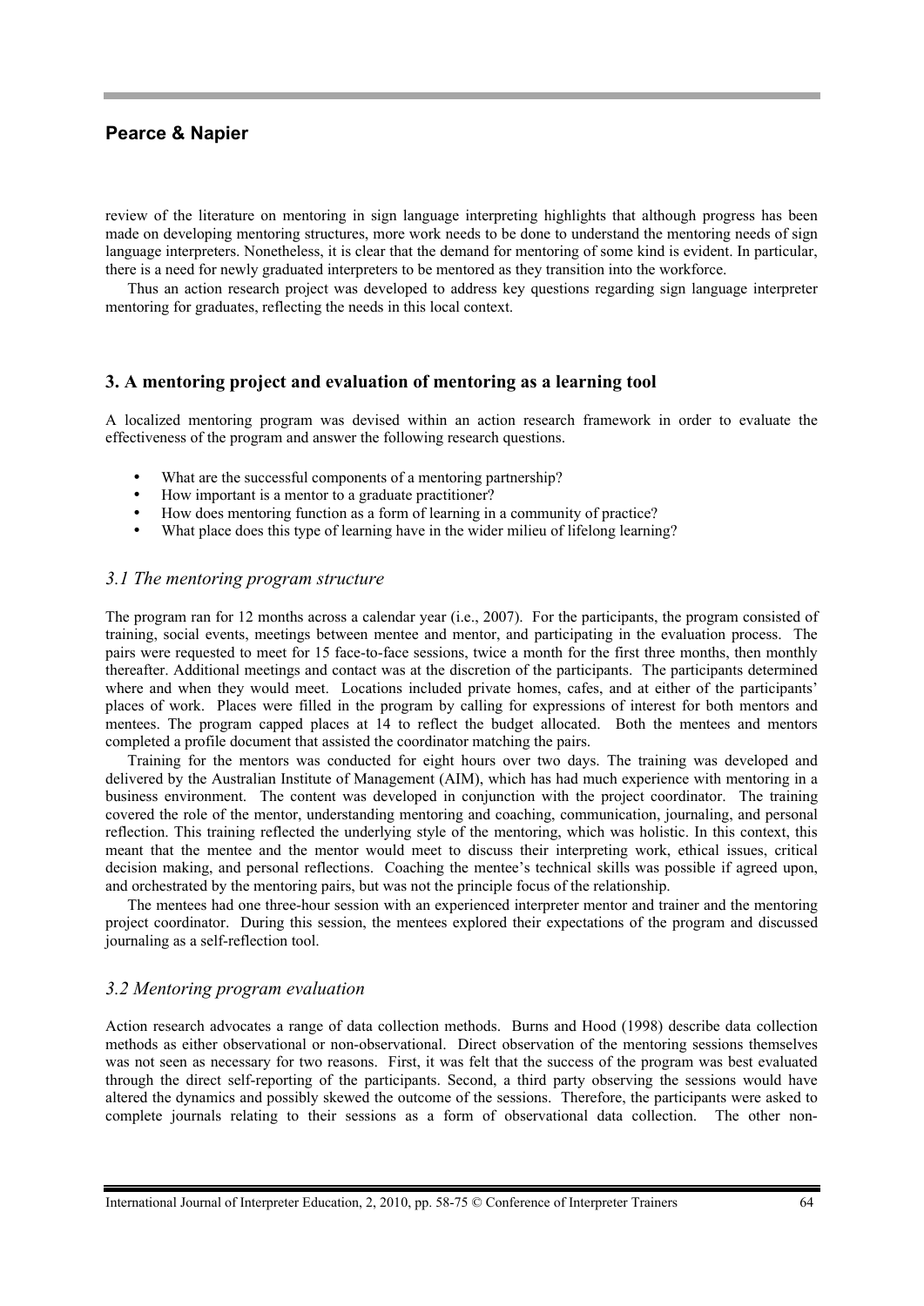review of the literature on mentoring in sign language interpreting highlights that although progress has been made on developing mentoring structures, more work needs to be done to understand the mentoring needs of sign language interpreters. Nonetheless, it is clear that the demand for mentoring of some kind is evident. In particular, there is a need for newly graduated interpreters to be mentored as they transition into the workforce.

Thus an action research project was developed to address key questions regarding sign language interpreter mentoring for graduates, reflecting the needs in this local context.

## 3. A mentoring project and evaluation of mentoring as a learning tool

A localized mentoring program was devised within an action research framework in order to evaluate the effectiveness of the program and answer the following research questions.

- What are the successful components of a mentoring partnership?
- How important is a mentor to a graduate practitioner?
- How does mentoring function as a form of learning in a community of practice?
- What place does this type of learning have in the wider milieu of lifelong learning?

### *3.1 The mentoring program structure*

The program ran for 12 months across a calendar year (i.e., 2007). For the participants, the program consisted of training, social events, meetings between mentee and mentor, and participating in the evaluation process. The pairs were requested to meet for 15 face-to-face sessions, twice a month for the first three months, then monthly thereafter. Additional meetings and contact was at the discretion of the participants. The participants determined where and when they would meet. Locations included private homes, cafes, and at either of the participants' places of work. Places were filled in the program by calling for expressions of interest for both mentors and mentees. The program capped places at 14 to reflect the budget allocated. Both the mentees and mentors completed a profile document that assisted the coordinator matching the pairs.

Training for the mentors was conducted for eight hours over two days. The training was developed and delivered by the Australian Institute of Management (AIM), which has had much experience with mentoring in a business environment. The content was developed in conjunction with the project coordinator. The training covered the role of the mentor, understanding mentoring and coaching, communication, journaling, and personal reflection. This training reflected the underlying style of the mentoring, which was holistic. In this context, this meant that the mentee and the mentor would meet to discuss their interpreting work, ethical issues, critical decision making, and personal reflections. Coaching the mentee's technical skills was possible if agreed upon, and orchestrated by the mentoring pairs, but was not the principle focus of the relationship.

The mentees had one three-hour session with an experienced interpreter mentor and trainer and the mentoring project coordinator. During this session, the mentees explored their expectations of the program and discussed journaling as a self-reflection tool.

### *3.2 Mentoring program evaluation*

Action research advocates a range of data collection methods. Burns and Hood (1998) describe data collection methods as either observational or non-observational. Direct observation of the mentoring sessions themselves was not seen as necessary for two reasons. First, it was felt that the success of the program was best evaluated through the direct self-reporting of the participants. Second, a third party observing the sessions would have altered the dynamics and possibly skewed the outcome of the sessions. Therefore, the participants were asked to complete journals relating to their sessions as a form of observational data collection. The other non-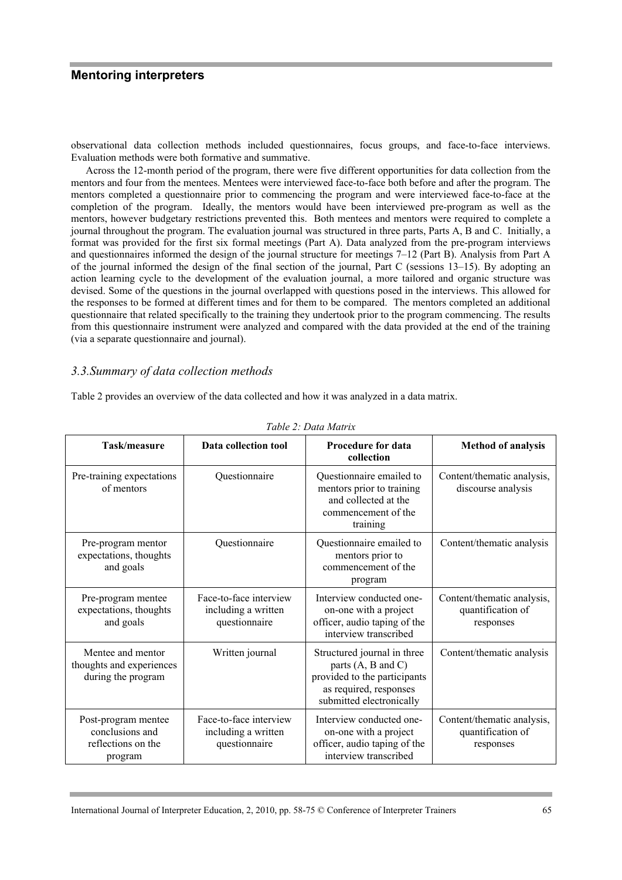observational data collection methods included questionnaires, focus groups, and face-to-face interviews. Evaluation methods were both formative and summative.

Across the 12-month period of the program, there were five different opportunities for data collection from the mentors and four from the mentees. Mentees were interviewed face-to-face both before and after the program. The mentors completed a questionnaire prior to commencing the program and were interviewed face-to-face at the completion of the program. Ideally, the mentors would have been interviewed pre-program as well as the mentors, however budgetary restrictions prevented this. Both mentees and mentors were required to complete a journal throughout the program. The evaluation journal was structured in three parts, Parts A, B and C. Initially, a format was provided for the first six formal meetings (Part A). Data analyzed from the pre-program interviews and questionnaires informed the design of the journal structure for meetings 7–12 (Part B). Analysis from Part A of the journal informed the design of the final section of the journal, Part C (sessions 13–15). By adopting an action learning cycle to the development of the evaluation journal, a more tailored and organic structure was devised. Some of the questions in the journal overlapped with questions posed in the interviews. This allowed for the responses to be formed at different times and for them to be compared. The mentors completed an additional questionnaire that related specifically to the training they undertook prior to the program commencing. The results from this questionnaire instrument were analyzed and compared with the data provided at the end of the training (via a separate questionnaire and journal).

### *3.3. Summary of data collection methods*

Table 2 provides an overview of the data collected and how it was analyzed in a data matrix.

*Table 2: Data Matrix*

| Task/measure | Data collection tool | Procedure for data collection | Method of analysis |
|---|---|---|---|
| Pre-training expectations of mentors | Questionnaire | Questionnaire emailed to mentors prior to training and collected at the commencement of the training | Content/thematic analysis, discourse analysis |
| Pre-program mentor expectations, thoughts and goals | Questionnaire | Questionnaire emailed to mentors prior to commencement of the program | Content/thematic analysis |
| Pre-program mentee expectations, thoughts and goals | Face-to-face interview including a written questionnaire | Interview conducted one-on-one with a project officer, audio taping of the interview transcribed | Content/thematic analysis, quantification of responses |
| Mentee and mentor thoughts and experiences during the program | Written journal | Structured journal in three parts (A, B and C) provided to the participants as required, responses submitted electronically | Content/thematic analysis |
| Post-program mentee conclusions and reflections on the program | Face-to-face interview including a written questionnaire | Interview conducted one-on-one with a project officer, audio taping of the interview transcribed | Content/thematic analysis, quantification of responses |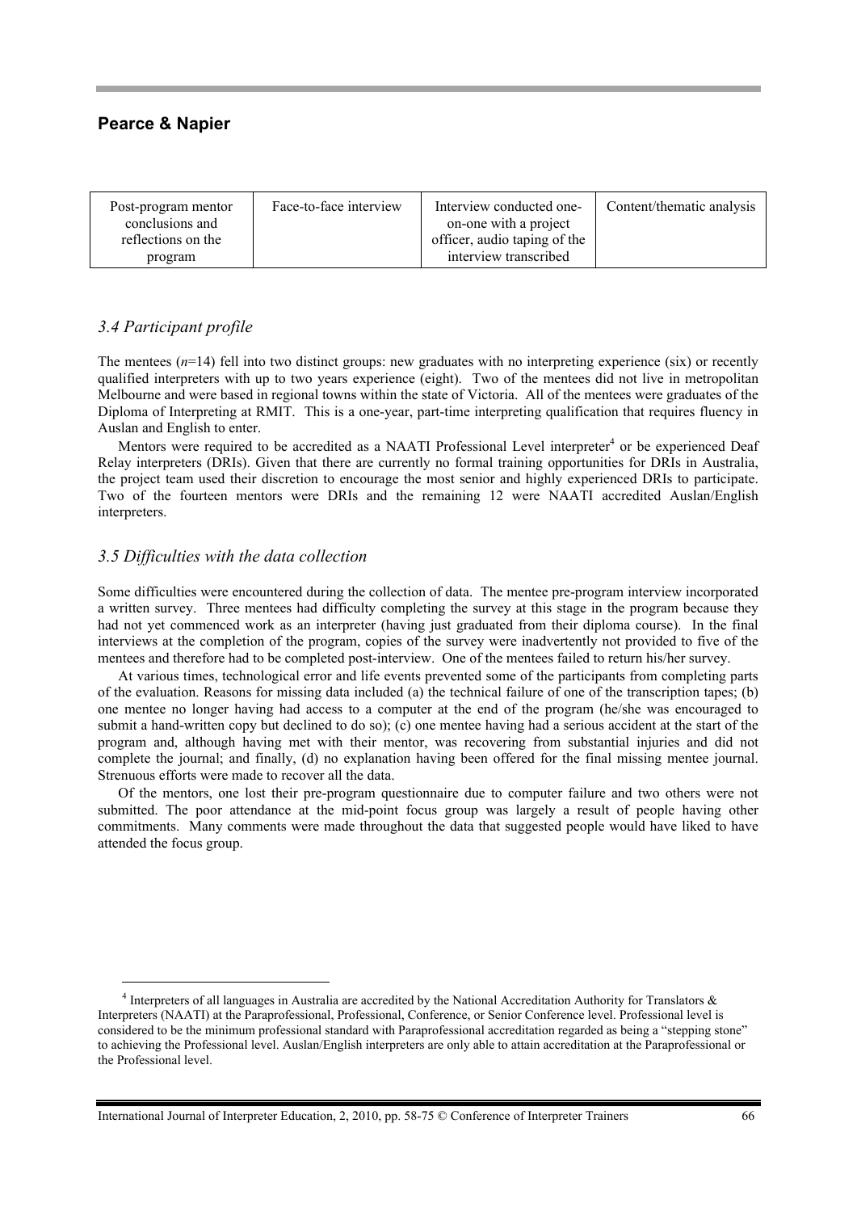| Post-program mentor conclusions and reflections on the program | Face-to-face interview | Interview conducted one-on-one with a project officer, audio taping of the interview transcribed | Content/thematic analysis |
|---|---|---|---|

### *3.4 Participant profile*

The mentees (*n*=14) fell into two distinct groups: new graduates with no interpreting experience (six) or recently qualified interpreters with up to two years experience (eight). Two of the mentees did not live in metropolitan Melbourne and were based in regional towns within the state of Victoria. All of the mentees were graduates of the Diploma of Interpreting at RMIT. This is a one-year, part-time interpreting qualification that requires fluency in Auslan and English to enter.

Mentors were required to be accredited as a NAATI Professional Level interpreter[4] or be experienced Deaf Relay interpreters (DRIs). Given that there are currently no formal training opportunities for DRIs in Australia, the project team used their discretion to encourage the most senior and highly experienced DRIs to participate. Two of the fourteen mentors were DRIs and the remaining 12 were NAATI accredited Auslan/English interpreters.

### *3.5 Difficulties with the data collection*

Some difficulties were encountered during the collection of data. The mentee pre-program interview incorporated a written survey. Three mentees had difficulty completing the survey at this stage in the program because they had not yet commenced work as an interpreter (having just graduated from their diploma course). In the final interviews at the completion of the program, copies of the survey were inadvertently not provided to five of the mentees and therefore had to be completed post-interview. One of the mentees failed to return his/her survey.

At various times, technological error and life events prevented some of the participants from completing parts of the evaluation. Reasons for missing data included (a) the technical failure of one of the transcription tapes; (b) one mentee no longer having had access to a computer at the end of the program (he/she was encouraged to submit a hand-written copy but declined to do so); (c) one mentee having had a serious accident at the start of the program and, although having met with their mentor, was recovering from substantial injuries and did not complete the journal; and finally, (d) no explanation having been offered for the final missing mentee journal. Strenuous efforts were made to recover all the data.

Of the mentors, one lost their pre-program questionnaire due to computer failure and two others were not submitted. The poor attendance at the mid-point focus group was largely a result of people having other commitments. Many comments were made throughout the data that suggested people would have liked to have attended the focus group.

---

[4] Interpreters of all languages in Australia are accredited by the National Accreditation Authority for Translators & Interpreters (NAATI) at the Paraprofessional, Professional, Conference, or Senior Conference level. Professional level is considered to be the minimum professional standard with Paraprofessional accreditation regarded as being a "stepping stone" to achieving the Professional level. Auslan/English interpreters are only able to attain accreditation at the Paraprofessional or the Professional level.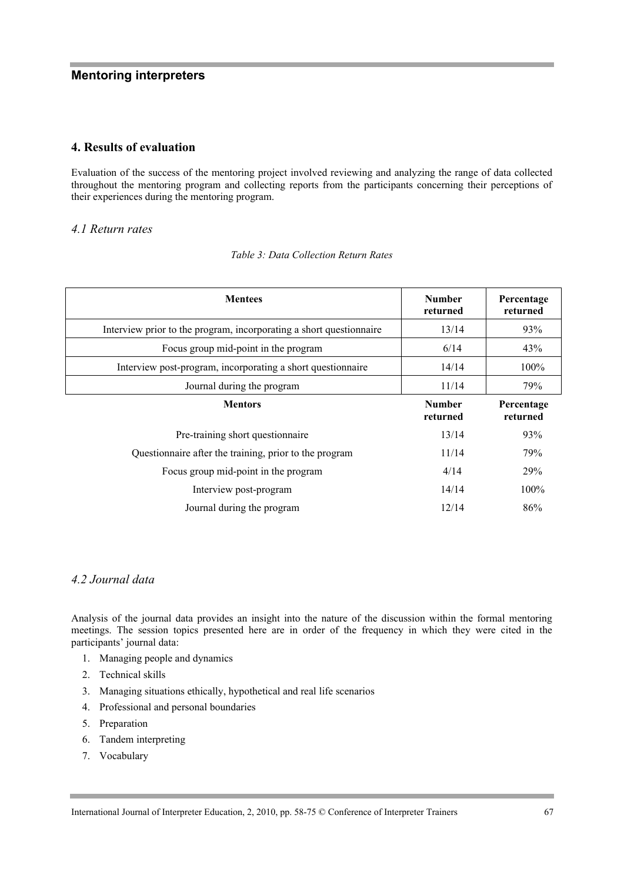## 4. Results of evaluation

Evaluation of the success of the mentoring project involved reviewing and analyzing the range of data collected throughout the mentoring program and collecting reports from the participants concerning their perceptions of their experiences during the mentoring program.

### *4.1 Return rates*

*Table 3: Data Collection Return Rates*

| Mentees | Number returned | Percentage returned |
|---|---|---|
| Interview prior to the program, incorporating a short questionnaire | 13/14 | 93% |
| Focus group mid-point in the program | 6/14 | 43% |
| Interview post-program, incorporating a short questionnaire | 14/14 | 100% |
| Journal during the program | 11/14 | 79% |
| **Mentors** | **Number returned** | **Percentage returned** |
| Pre-training short questionnaire | 13/14 | 93% |
| Questionnaire after the training, prior to the program | 11/14 | 79% |
| Focus group mid-point in the program | 4/14 | 29% |
| Interview post-program | 14/14 | 100% |
| Journal during the program | 12/14 | 86% |

### *4.2 Journal data*

Analysis of the journal data provides an insight into the nature of the discussion within the formal mentoring meetings. The session topics presented here are in order of the frequency in which they were cited in the participants' journal data:

1. Managing people and dynamics
2. Technical skills
3. Managing situations ethically, hypothetical and real life scenarios
4. Professional and personal boundaries
5. Preparation
6. Tandem interpreting
7. Vocabulary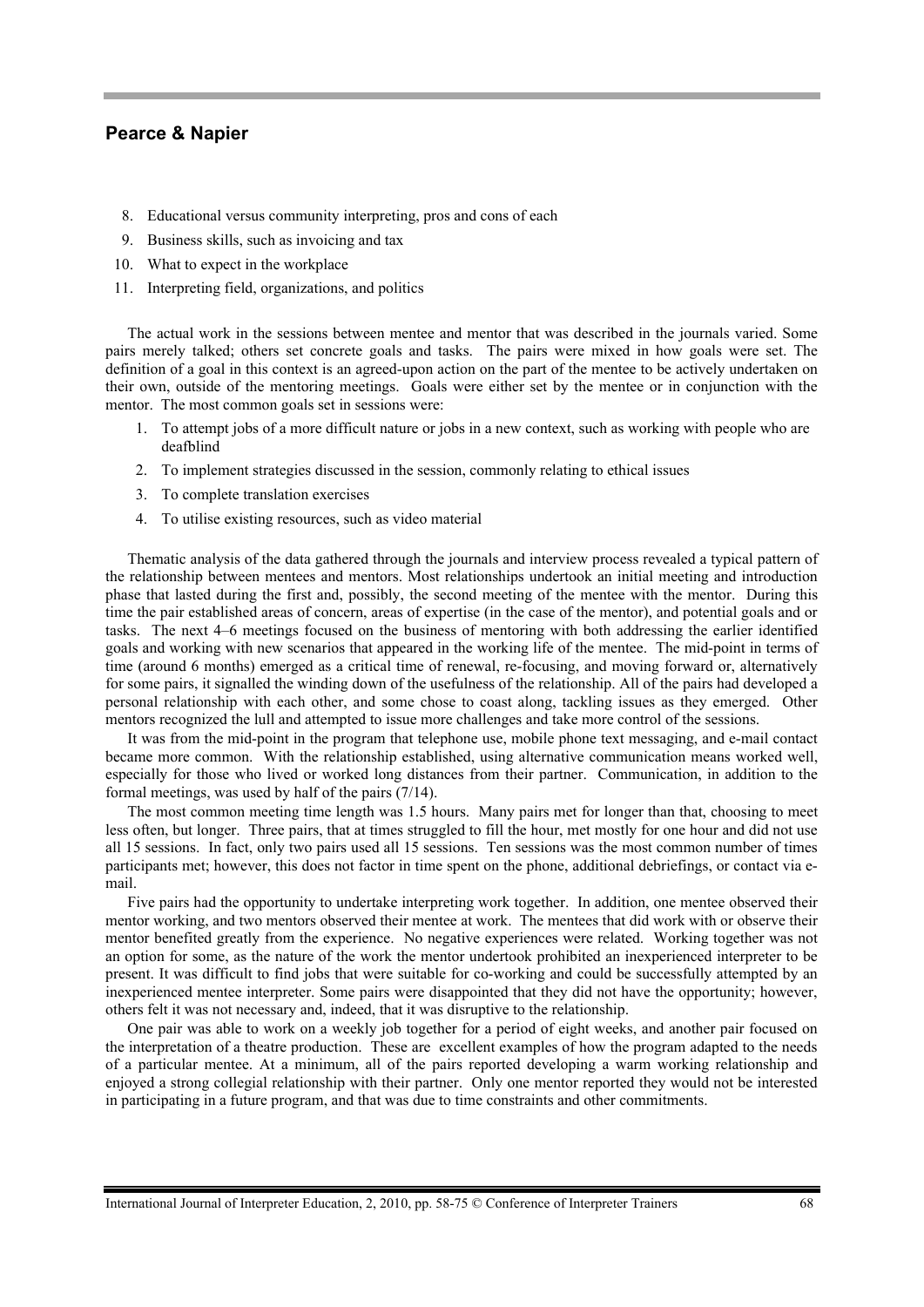8. Educational versus community interpreting, pros and cons of each
9. Business skills, such as invoicing and tax
10. What to expect in the workplace
11. Interpreting field, organizations, and politics

The actual work in the sessions between mentee and mentor that was described in the journals varied. Some pairs merely talked; others set concrete goals and tasks. The pairs were mixed in how goals were set. The definition of a goal in this context is an agreed-upon action on the part of the mentee to be actively undertaken on their own, outside of the mentoring meetings. Goals were either set by the mentee or in conjunction with the mentor. The most common goals set in sessions were:

1. To attempt jobs of a more difficult nature or jobs in a new context, such as working with people who are deafblind
2. To implement strategies discussed in the session, commonly relating to ethical issues
3. To complete translation exercises
4. To utilise existing resources, such as video material

Thematic analysis of the data gathered through the journals and interview process revealed a typical pattern of the relationship between mentees and mentors. Most relationships undertook an initial meeting and introduction phase that lasted during the first and, possibly, the second meeting of the mentee with the mentor. During this time the pair established areas of concern, areas of expertise (in the case of the mentor), and potential goals and or tasks. The next 4–6 meetings focused on the business of mentoring with both addressing the earlier identified goals and working with new scenarios that appeared in the working life of the mentee. The mid-point in terms of time (around 6 months) emerged as a critical time of renewal, re-focusing, and moving forward or, alternatively for some pairs, it signalled the winding down of the usefulness of the relationship. All of the pairs had developed a personal relationship with each other, and some chose to coast along, tackling issues as they emerged. Other mentors recognized the lull and attempted to issue more challenges and take more control of the sessions.

It was from the mid-point in the program that telephone use, mobile phone text messaging, and e-mail contact became more common. With the relationship established, using alternative communication means worked well, especially for those who lived or worked long distances from their partner. Communication, in addition to the formal meetings, was used by half of the pairs (7/14).

The most common meeting time length was 1.5 hours. Many pairs met for longer than that, choosing to meet less often, but longer. Three pairs, that at times struggled to fill the hour, met mostly for one hour and did not use all 15 sessions. In fact, only two pairs used all 15 sessions. Ten sessions was the most common number of times participants met; however, this does not factor in time spent on the phone, additional debriefings, or contact via e-mail.

Five pairs had the opportunity to undertake interpreting work together. In addition, one mentee observed their mentor working, and two mentors observed their mentee at work. The mentees that did work with or observe their mentor benefited greatly from the experience. No negative experiences were related. Working together was not an option for some, as the nature of the work the mentor undertook prohibited an inexperienced interpreter to be present. It was difficult to find jobs that were suitable for co-working and could be successfully attempted by an inexperienced mentee interpreter. Some pairs were disappointed that they did not have the opportunity; however, others felt it was not necessary and, indeed, that it was disruptive to the relationship.

One pair was able to work on a weekly job together for a period of eight weeks, and another pair focused on the interpretation of a theatre production. These are excellent examples of how the program adapted to the needs of a particular mentee. At a minimum, all of the pairs reported developing a warm working relationship and enjoyed a strong collegial relationship with their partner. Only one mentor reported they would not be interested in participating in a future program, and that was due to time constraints and other commitments.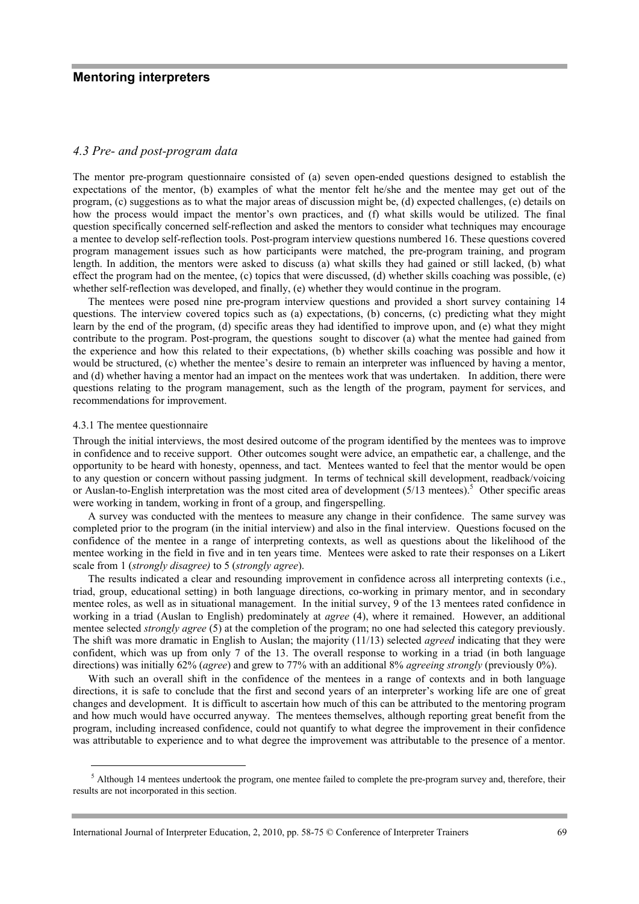### 4.3 Pre- and post-program data

The mentor pre-program questionnaire consisted of (a) seven open-ended questions designed to establish the expectations of the mentor, (b) examples of what the mentor felt he/she and the mentee may get out of the program, (c) suggestions as to what the major areas of discussion might be, (d) expected challenges, (e) details on how the process would impact the mentor's own practices, and (f) what skills would be utilized. The final question specifically concerned self-reflection and asked the mentors to consider what techniques may encourage a mentee to develop self-reflection tools. Post-program interview questions numbered 16. These questions covered program management issues such as how participants were matched, the pre-program training, and program length. In addition, the mentors were asked to discuss (a) what skills they had gained or still lacked, (b) what effect the program had on the mentee, (c) topics that were discussed, (d) whether skills coaching was possible, (e) whether self-reflection was developed, and finally, (e) whether they would continue in the program.

The mentees were posed nine pre-program interview questions and provided a short survey containing 14 questions. The interview covered topics such as (a) expectations, (b) concerns, (c) predicting what they might learn by the end of the program, (d) specific areas they had identified to improve upon, and (e) what they might contribute to the program. Post-program, the questions sought to discover (a) what the mentee had gained from the experience and how this related to their expectations, (b) whether skills coaching was possible and how it would be structured, (c) whether the mentee's desire to remain an interpreter was influenced by having a mentor, and (d) whether having a mentor had an impact on the mentees work that was undertaken. In addition, there were questions relating to the program management, such as the length of the program, payment for services, and recommendations for improvement.

#### 4.3.1 The mentee questionnaire

Through the initial interviews, the most desired outcome of the program identified by the mentees was to improve in confidence and to receive support. Other outcomes sought were advice, an empathetic ear, a challenge, and the opportunity to be heard with honesty, openness, and tact. Mentees wanted to feel that the mentor would be open to any question or concern without passing judgment. In terms of technical skill development, readback/voicing or Auslan-to-English interpretation was the most cited area of development (5/13 mentees).[5] Other specific areas were working in tandem, working in front of a group, and fingerspelling.

A survey was conducted with the mentees to measure any change in their confidence. The same survey was completed prior to the program (in the initial interview) and also in the final interview. Questions focused on the confidence of the mentee in a range of interpreting contexts, as well as questions about the likelihood of the mentee working in the field in five and in ten years time. Mentees were asked to rate their responses on a Likert scale from 1 (*strongly disagree)* to 5 (*strongly agree*).

The results indicated a clear and resounding improvement in confidence across all interpreting contexts (i.e., triad, group, educational setting) in both language directions, co-working in primary mentor, and in secondary mentee roles, as well as in situational management. In the initial survey, 9 of the 13 mentees rated confidence in working in a triad (Auslan to English) predominately at *agree* (4), where it remained. However, an additional mentee selected *strongly agree* (5) at the completion of the program; no one had selected this category previously. The shift was more dramatic in English to Auslan; the majority (11/13) selected *agreed* indicating that they were confident, which was up from only 7 of the 13. The overall response to working in a triad (in both language directions) was initially 62% (*agree*) and grew to 77% with an additional 8% *agreeing strongly* (previously 0%).

With such an overall shift in the confidence of the mentees in a range of contexts and in both language directions, it is safe to conclude that the first and second years of an interpreter's working life are one of great changes and development. It is difficult to ascertain how much of this can be attributed to the mentoring program and how much would have occurred anyway. The mentees themselves, although reporting great benefit from the program, including increased confidence, could not quantify to what degree the improvement in their confidence was attributable to experience and to what degree the improvement was attributable to the presence of a mentor.

[5] Although 14 mentees undertook the program, one mentee failed to complete the pre-program survey and, therefore, their results are not incorporated in this section.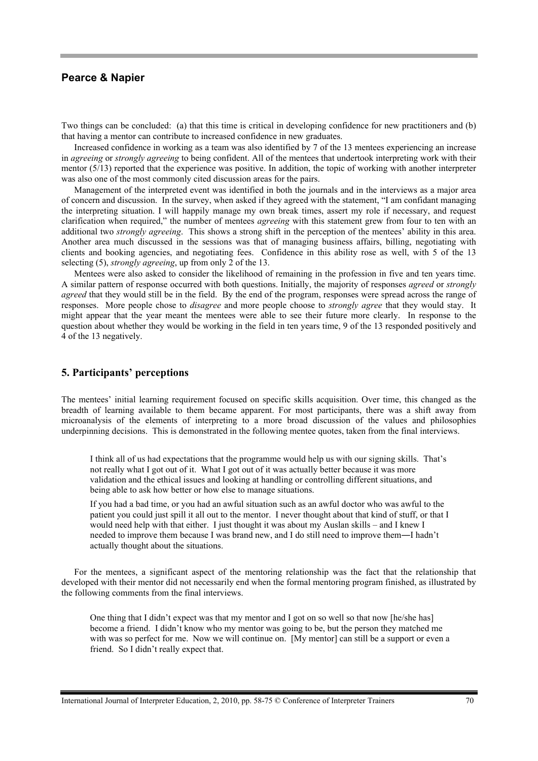Two things can be concluded: (a) that this time is critical in developing confidence for new practitioners and (b) that having a mentor can contribute to increased confidence in new graduates.

Increased confidence in working as a team was also identified by 7 of the 13 mentees experiencing an increase in *agreeing* or *strongly agreeing* to being confident. All of the mentees that undertook interpreting work with their mentor (5/13) reported that the experience was positive. In addition, the topic of working with another interpreter was also one of the most commonly cited discussion areas for the pairs.

Management of the interpreted event was identified in both the journals and in the interviews as a major area of concern and discussion. In the survey, when asked if they agreed with the statement, "I am confidant managing the interpreting situation. I will happily manage my own break times, assert my role if necessary, and request clarification when required," the number of mentees *agreeing* with this statement grew from four to ten with an additional two *strongly agreeing*. This shows a strong shift in the perception of the mentees' ability in this area. Another area much discussed in the sessions was that of managing business affairs, billing, negotiating with clients and booking agencies, and negotiating fees. Confidence in this ability rose as well, with 5 of the 13 selecting (5), *strongly agreeing*, up from only 2 of the 13.

Mentees were also asked to consider the likelihood of remaining in the profession in five and ten years time. A similar pattern of response occurred with both questions. Initially, the majority of responses *agreed* or *strongly agreed* that they would still be in the field. By the end of the program, responses were spread across the range of responses. More people chose to *disagree* and more people choose to *strongly agree* that they would stay. It might appear that the year meant the mentees were able to see their future more clearly. In response to the question about whether they would be working in the field in ten years time, 9 of the 13 responded positively and 4 of the 13 negatively.

## 5. Participants' perceptions

The mentees' initial learning requirement focused on specific skills acquisition. Over time, this changed as the breadth of learning available to them became apparent. For most participants, there was a shift away from microanalysis of the elements of interpreting to a more broad discussion of the values and philosophies underpinning decisions. This is demonstrated in the following mentee quotes, taken from the final interviews.

> I think all of us had expectations that the programme would help us with our signing skills. That's not really what I got out of it. What I got out of it was actually better because it was more validation and the ethical issues and looking at handling or controlling different situations, and being able to ask how better or how else to manage situations.
>
> If you had a bad time, or you had an awful situation such as an awful doctor who was awful to the patient you could just spill it all out to the mentor. I never thought about that kind of stuff, or that I would need help with that either. I just thought it was about my Auslan skills – and I knew I needed to improve them because I was brand new, and I do still need to improve them―I hadn't actually thought about the situations.

For the mentees, a significant aspect of the mentoring relationship was the fact that the relationship that developed with their mentor did not necessarily end when the formal mentoring program finished, as illustrated by the following comments from the final interviews.

> One thing that I didn't expect was that my mentor and I got on so well so that now [he/she has] become a friend. I didn't know who my mentor was going to be, but the person they matched me with was so perfect for me. Now we will continue on. [My mentor] can still be a support or even a friend. So I didn't really expect that.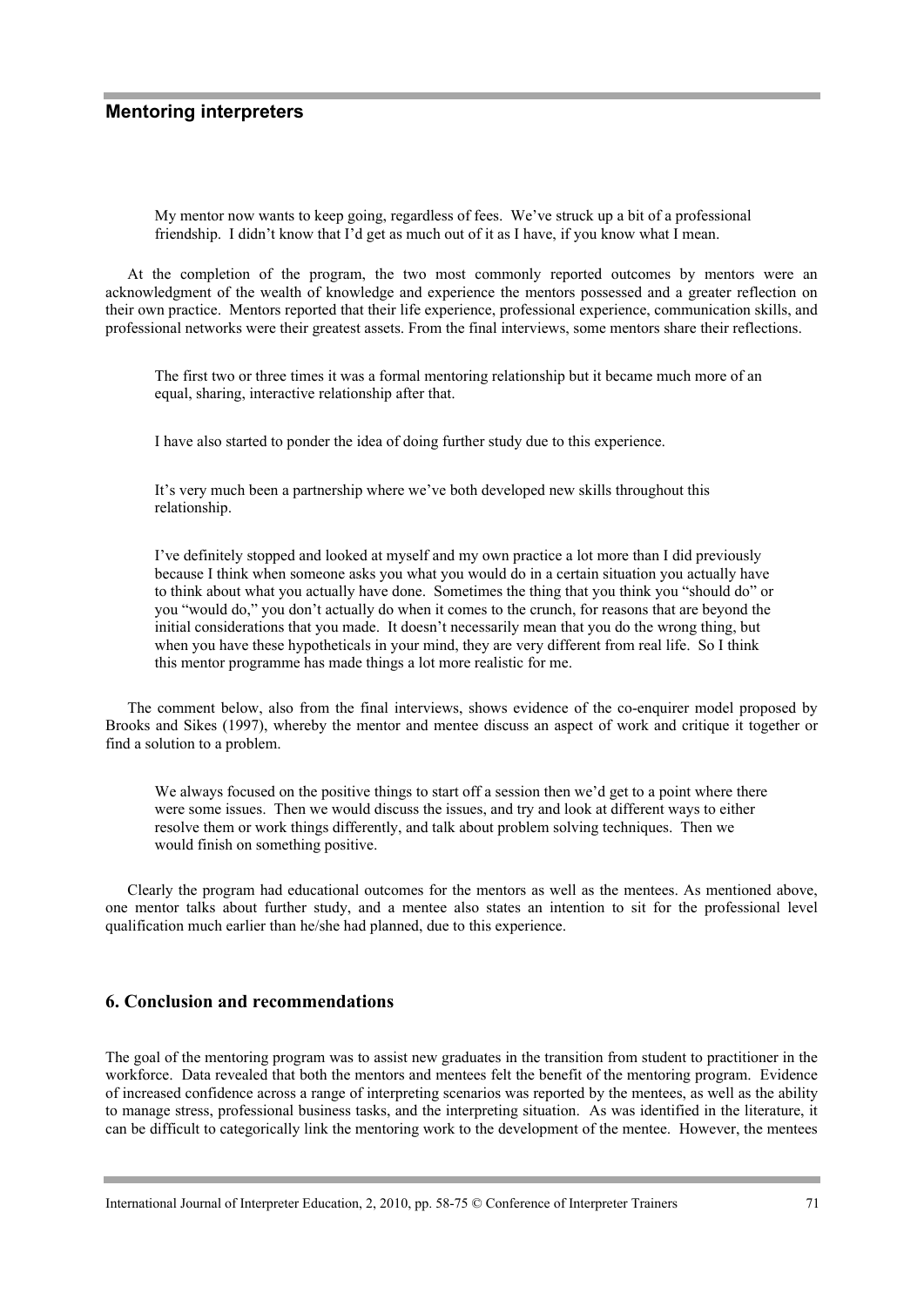> My mentor now wants to keep going, regardless of fees. We've struck up a bit of a professional friendship. I didn't know that I'd get as much out of it as I have, if you know what I mean.

At the completion of the program, the two most commonly reported outcomes by mentors were an acknowledgment of the wealth of knowledge and experience the mentors possessed and a greater reflection on their own practice. Mentors reported that their life experience, professional experience, communication skills, and professional networks were their greatest assets. From the final interviews, some mentors share their reflections.

> The first two or three times it was a formal mentoring relationship but it became much more of an equal, sharing, interactive relationship after that.

> I have also started to ponder the idea of doing further study due to this experience.

> It's very much been a partnership where we've both developed new skills throughout this relationship.

> I've definitely stopped and looked at myself and my own practice a lot more than I did previously because I think when someone asks you what you would do in a certain situation you actually have to think about what you actually have done. Sometimes the thing that you think you "should do" or you "would do," you don't actually do when it comes to the crunch, for reasons that are beyond the initial considerations that you made. It doesn't necessarily mean that you do the wrong thing, but when you have these hypotheticals in your mind, they are very different from real life. So I think this mentor programme has made things a lot more realistic for me.

The comment below, also from the final interviews, shows evidence of the co-enquirer model proposed by Brooks and Sikes (1997), whereby the mentor and mentee discuss an aspect of work and critique it together or find a solution to a problem.

> We always focused on the positive things to start off a session then we'd get to a point where there were some issues. Then we would discuss the issues, and try and look at different ways to either resolve them or work things differently, and talk about problem solving techniques. Then we would finish on something positive.

Clearly the program had educational outcomes for the mentors as well as the mentees. As mentioned above, one mentor talks about further study, and a mentee also states an intention to sit for the professional level qualification much earlier than he/she had planned, due to this experience.

## 6. Conclusion and recommendations

The goal of the mentoring program was to assist new graduates in the transition from student to practitioner in the workforce. Data revealed that both the mentors and mentees felt the benefit of the mentoring program. Evidence of increased confidence across a range of interpreting scenarios was reported by the mentees, as well as the ability to manage stress, professional business tasks, and the interpreting situation. As was identified in the literature, it can be difficult to categorically link the mentoring work to the development of the mentee. However, the mentees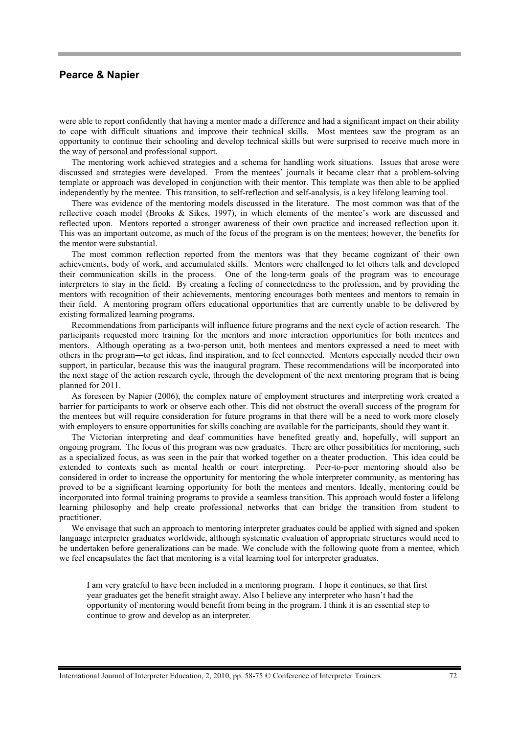were able to report confidently that having a mentor made a difference and had a significant impact on their ability to cope with difficult situations and improve their technical skills. Most mentees saw the program as an opportunity to continue their schooling and develop technical skills but were surprised to receive much more in the way of personal and professional support.

The mentoring work achieved strategies and a schema for handling work situations. Issues that arose were discussed and strategies were developed. From the mentees' journals it became clear that a problem-solving template or approach was developed in conjunction with their mentor. This template was then able to be applied independently by the mentee. This transition, to self-reflection and self-analysis, is a key lifelong learning tool.

There was evidence of the mentoring models discussed in the literature. The most common was that of the reflective coach model (Brooks & Sikes, 1997), in which elements of the mentee's work are discussed and reflected upon. Mentors reported a stronger awareness of their own practice and increased reflection upon it. This was an important outcome, as much of the focus of the program is on the mentees; however, the benefits for the mentor were substantial.

The most common reflection reported from the mentors was that they became cognizant of their own achievements, body of work, and accumulated skills. Mentors were challenged to let others talk and developed their communication skills in the process. One of the long-term goals of the program was to encourage interpreters to stay in the field. By creating a feeling of connectedness to the profession, and by providing the mentors with recognition of their achievements, mentoring encourages both mentees and mentors to remain in their field. A mentoring program offers educational opportunities that are currently unable to be delivered by existing formalized learning programs.

Recommendations from participants will influence future programs and the next cycle of action research. The participants requested more training for the mentors and more interaction opportunities for both mentees and mentors. Although operating as a two-person unit, both mentees and mentors expressed a need to meet with others in the program―to get ideas, find inspiration, and to feel connected. Mentors especially needed their own support, in particular, because this was the inaugural program. These recommendations will be incorporated into the next stage of the action research cycle, through the development of the next mentoring program that is being planned for 2011.

As foreseen by Napier (2006), the complex nature of employment structures and interpreting work created a barrier for participants to work or observe each other. This did not obstruct the overall success of the program for the mentees but will require consideration for future programs in that there will be a need to work more closely with employers to ensure opportunities for skills coaching are available for the participants, should they want it.

The Victorian interpreting and deaf communities have benefited greatly and, hopefully, will support an ongoing program. The focus of this program was new graduates. There are other possibilities for mentoring, such as a specialized focus, as was seen in the pair that worked together on a theater production. This idea could be extended to contexts such as mental health or court interpreting. Peer-to-peer mentoring should also be considered in order to increase the opportunity for mentoring the whole interpreter community, as mentoring has proved to be a significant learning opportunity for both the mentees and mentors. Ideally, mentoring could be incorporated into formal training programs to provide a seamless transition. This approach would foster a lifelong learning philosophy and help create professional networks that can bridge the transition from student to practitioner.

We envisage that such an approach to mentoring interpreter graduates could be applied with signed and spoken language interpreter graduates worldwide, although systematic evaluation of appropriate structures would need to be undertaken before generalizations can be made. We conclude with the following quote from a mentee, which we feel encapsulates the fact that mentoring is a vital learning tool for interpreter graduates.

> I am very grateful to have been included in a mentoring program. I hope it continues, so that first year graduates get the benefit straight away. Also I believe any interpreter who hasn't had the opportunity of mentoring would benefit from being in the program. I think it is an essential step to continue to grow and develop as an interpreter.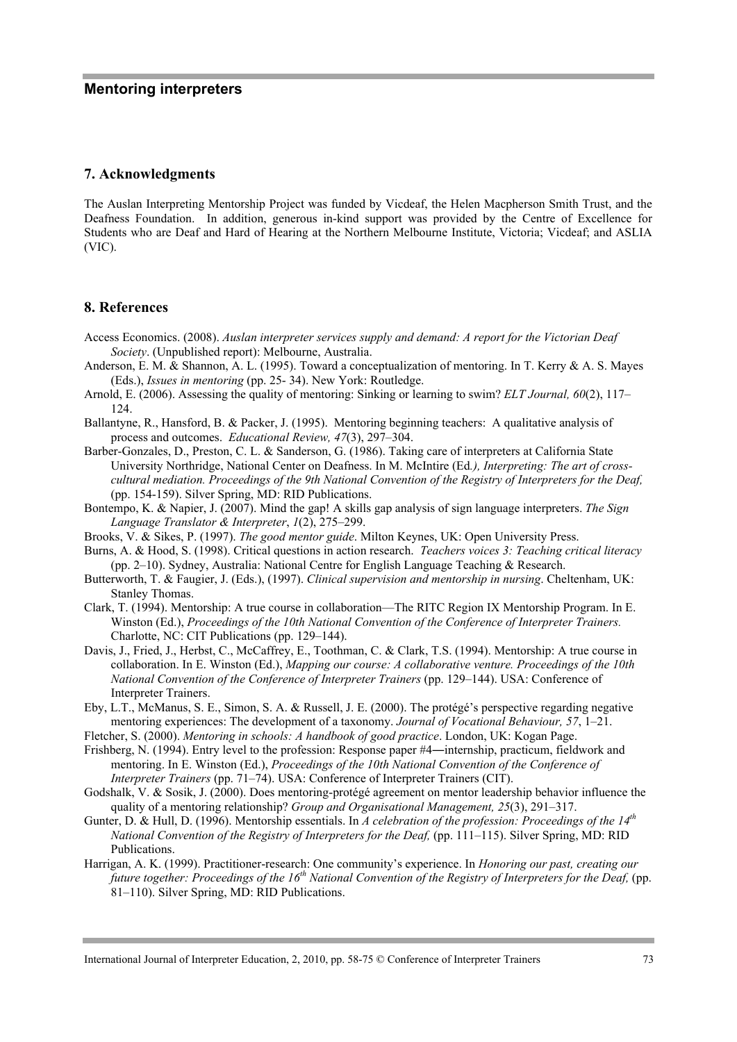## 7. Acknowledgments

The Auslan Interpreting Mentorship Project was funded by Vicdeaf, the Helen Macpherson Smith Trust, and the Deafness Foundation. In addition, generous in-kind support was provided by the Centre of Excellence for Students who are Deaf and Hard of Hearing at the Northern Melbourne Institute, Victoria; Vicdeaf; and ASLIA (VIC).

## 8. References

Access Economics. (2008). *Auslan interpreter services supply and demand: A report for the Victorian Deaf Society*. (Unpublished report): Melbourne, Australia.

Anderson, E. M. & Shannon, A. L. (1995). Toward a conceptualization of mentoring. In T. Kerry & A. S. Mayes (Eds.), *Issues in mentoring* (pp. 25- 34). New York: Routledge.

Arnold, E. (2006). Assessing the quality of mentoring: Sinking or learning to swim? *ELT Journal, 60*(2), 117–124.

Ballantyne, R., Hansford, B. & Packer, J. (1995). Mentoring beginning teachers: A qualitative analysis of process and outcomes. *Educational Review, 47*(3), 297–304.

Barber-Gonzales, D., Preston, C. L. & Sanderson, G. (1986). Taking care of interpreters at California State University Northridge, National Center on Deafness. In M. McIntire (Ed.*), Interpreting: The art of cross-cultural mediation. Proceedings of the 9th National Convention of the Registry of Interpreters for the Deaf,* (pp. 154-159). Silver Spring, MD: RID Publications.

Bontempo, K. & Napier, J. (2007). Mind the gap! A skills gap analysis of sign language interpreters. *The Sign Language Translator & Interpreter*, *1*(2), 275–299.

Brooks, V. & Sikes, P. (1997). *The good mentor guide*. Milton Keynes, UK: Open University Press.

Burns, A. & Hood, S. (1998). Critical questions in action research. *Teachers voices 3: Teaching critical literacy* (pp. 2–10). Sydney, Australia: National Centre for English Language Teaching & Research.

Butterworth, T. & Faugier, J. (Eds.), (1997). *Clinical supervision and mentorship in nursing*. Cheltenham, UK: Stanley Thomas.

Clark, T. (1994). Mentorship: A true course in collaboration—The RITC Region IX Mentorship Program. In E. Winston (Ed.), *Proceedings of the 10th National Convention of the Conference of Interpreter Trainers.* Charlotte, NC: CIT Publications (pp. 129–144).

Davis, J., Fried, J., Herbst, C., McCaffrey, E., Toothman, C. & Clark, T.S. (1994). Mentorship: A true course in collaboration. In E. Winston (Ed.), *Mapping our course: A collaborative venture. Proceedings of the 10th National Convention of the Conference of Interpreter Trainers* (pp. 129–144). USA: Conference of Interpreter Trainers.

Eby, L.T., McManus, S. E., Simon, S. A. & Russell, J. E. (2000). The protégé's perspective regarding negative mentoring experiences: The development of a taxonomy. *Journal of Vocational Behaviour, 57*, 1–21.

Fletcher, S. (2000). *Mentoring in schools: A handbook of good practice*. London, UK: Kogan Page.

Frishberg, N. (1994). Entry level to the profession: Response paper #4―internship, practicum, fieldwork and mentoring. In E. Winston (Ed.), *Proceedings of the 10th National Convention of the Conference of Interpreter Trainers* (pp. 71–74). USA: Conference of Interpreter Trainers (CIT).

Godshalk, V. & Sosik, J. (2000). Does mentoring-protégé agreement on mentor leadership behavior influence the quality of a mentoring relationship? *Group and Organisational Management, 25*(3), 291–317.

Gunter, D. & Hull, D. (1996). Mentorship essentials. In *A celebration of the profession: Proceedings of the 14th National Convention of the Registry of Interpreters for the Deaf,* (pp. 111–115). Silver Spring, MD: RID Publications.

Harrigan, A. K. (1999). Practitioner-research: One community's experience. In *Honoring our past, creating our future together: Proceedings of the 16th National Convention of the Registry of Interpreters for the Deaf,* (pp. 81–110). Silver Spring, MD: RID Publications.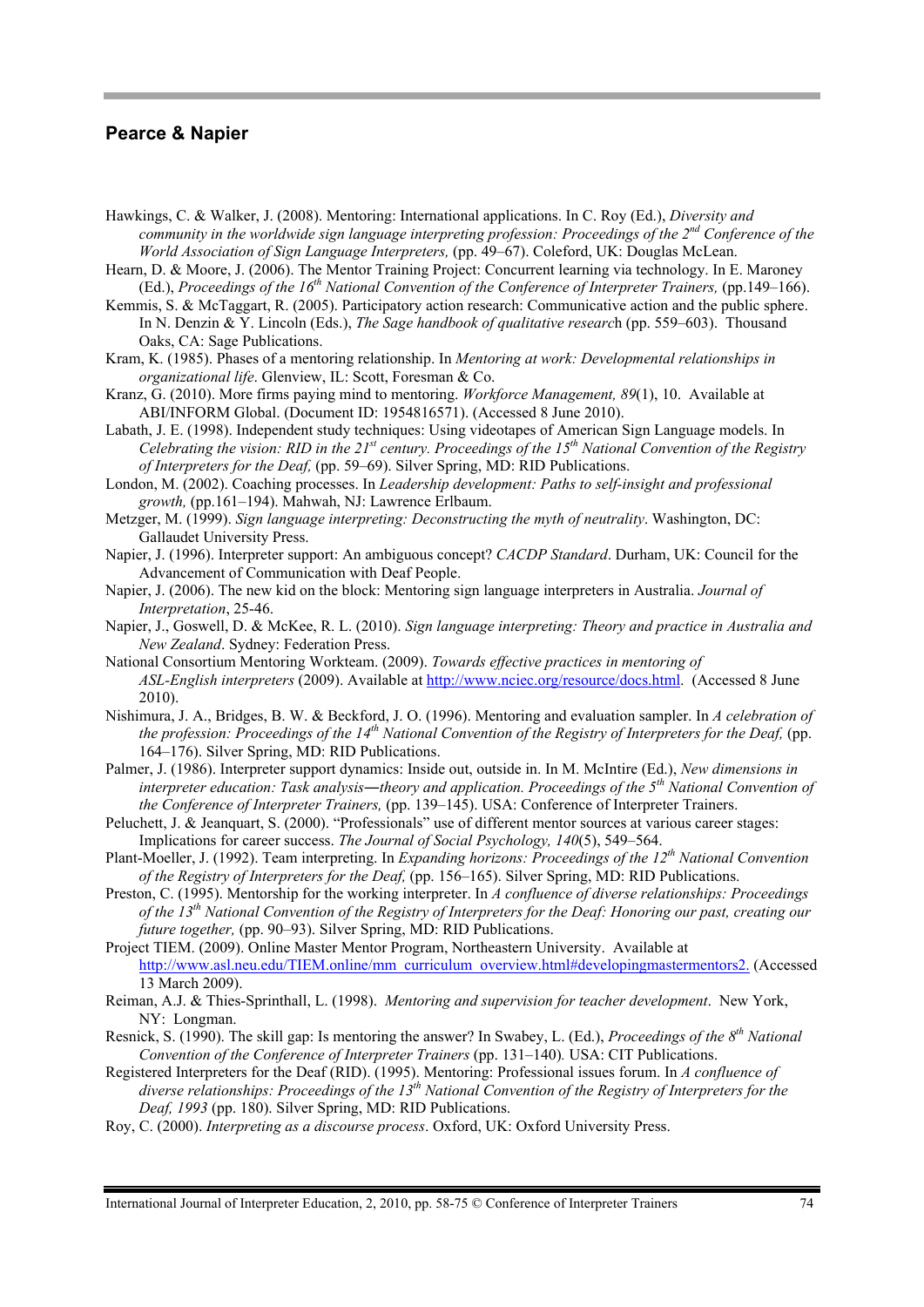Hawkings, C. & Walker, J. (2008). Mentoring: International applications. In C. Roy (Ed.), *Diversity and community in the worldwide sign language interpreting profession: Proceedings of the 2nd Conference of the World Association of Sign Language Interpreters,* (pp. 49–67). Coleford, UK: Douglas McLean.

Hearn, D. & Moore, J. (2006). The Mentor Training Project: Concurrent learning via technology. In E. Maroney (Ed.), *Proceedings of the 16th National Convention of the Conference of Interpreter Trainers,* (pp.149–166).

Kemmis, S. & McTaggart, R. (2005). Participatory action research: Communicative action and the public sphere. In N. Denzin & Y. Lincoln (Eds.), *The Sage handbook of qualitative research* (pp. 559–603). Thousand Oaks, CA: Sage Publications.

Kram, K. (1985). Phases of a mentoring relationship. In *Mentoring at work: Developmental relationships in organizational life*. Glenview, IL: Scott, Foresman & Co.

Kranz, G. (2010). More firms paying mind to mentoring. *Workforce Management, 89*(1), 10. Available at ABI/INFORM Global. (Document ID: 1954816571). (Accessed 8 June 2010).

Labath, J. E. (1998). Independent study techniques: Using videotapes of American Sign Language models. In *Celebrating the vision: RID in the 21st century. Proceedings of the 15th National Convention of the Registry of Interpreters for the Deaf,* (pp. 59–69). Silver Spring, MD: RID Publications.

London, M. (2002). Coaching processes. In *Leadership development: Paths to self-insight and professional growth,* (pp.161–194). Mahwah, NJ: Lawrence Erlbaum.

Metzger, M. (1999). *Sign language interpreting: Deconstructing the myth of neutrality*. Washington, DC: Gallaudet University Press.

Napier, J. (1996). Interpreter support: An ambiguous concept? *CACDP Standard*. Durham, UK: Council for the Advancement of Communication with Deaf People.

Napier, J. (2006). The new kid on the block: Mentoring sign language interpreters in Australia. *Journal of Interpretation*, 25-46.

Napier, J., Goswell, D. & McKee, R. L. (2010). *Sign language interpreting: Theory and practice in Australia and New Zealand*. Sydney: Federation Press.

National Consortium Mentoring Workteam. (2009). *Towards effective practices in mentoring of ASL-English interpreters* (2009). Available at http://www.nciec.org/resource/docs.html. (Accessed 8 June 2010).

Nishimura, J. A., Bridges, B. W. & Beckford, J. O. (1996). Mentoring and evaluation sampler. In *A celebration of the profession: Proceedings of the 14th National Convention of the Registry of Interpreters for the Deaf,* (pp. 164–176). Silver Spring, MD: RID Publications.

Palmer, J. (1986). Interpreter support dynamics: Inside out, outside in. In M. McIntire (Ed.), *New dimensions in interpreter education: Task analysis—theory and application. Proceedings of the 5th National Convention of the Conference of Interpreter Trainers,* (pp. 139–145). USA: Conference of Interpreter Trainers.

Peluchett, J. & Jeanquart, S. (2000). "Professionals" use of different mentor sources at various career stages: Implications for career success. *The Journal of Social Psychology, 140*(5), 549–564.

Plant-Moeller, J. (1992). Team interpreting. In *Expanding horizons: Proceedings of the 12th National Convention of the Registry of Interpreters for the Deaf,* (pp. 156–165). Silver Spring, MD: RID Publications.

Preston, C. (1995). Mentorship for the working interpreter. In *A confluence of diverse relationships: Proceedings of the 13th National Convention of the Registry of Interpreters for the Deaf: Honoring our past, creating our future together,* (pp. 90–93). Silver Spring, MD: RID Publications.

Project TIEM. (2009). Online Master Mentor Program, Northeastern University. Available at http://www.asl.neu.edu/TIEM.online/mm_curriculum_overview.html#developingmastermentors2. (Accessed 13 March 2009).

Reiman, A.J. & Thies-Sprinthall, L. (1998). *Mentoring and supervision for teacher development*. New York, NY: Longman.

Resnick, S. (1990). The skill gap: Is mentoring the answer? In Swabey, L. (Ed.), *Proceedings of the 8th National Convention of the Conference of Interpreter Trainers* (pp. 131–140). USA: CIT Publications.

Registered Interpreters for the Deaf (RID). (1995). Mentoring: Professional issues forum. In *A confluence of diverse relationships: Proceedings of the 13th National Convention of the Registry of Interpreters for the Deaf, 1993* (pp. 180). Silver Spring, MD: RID Publications.

Roy, C. (2000). *Interpreting as a discourse process*. Oxford, UK: Oxford University Press.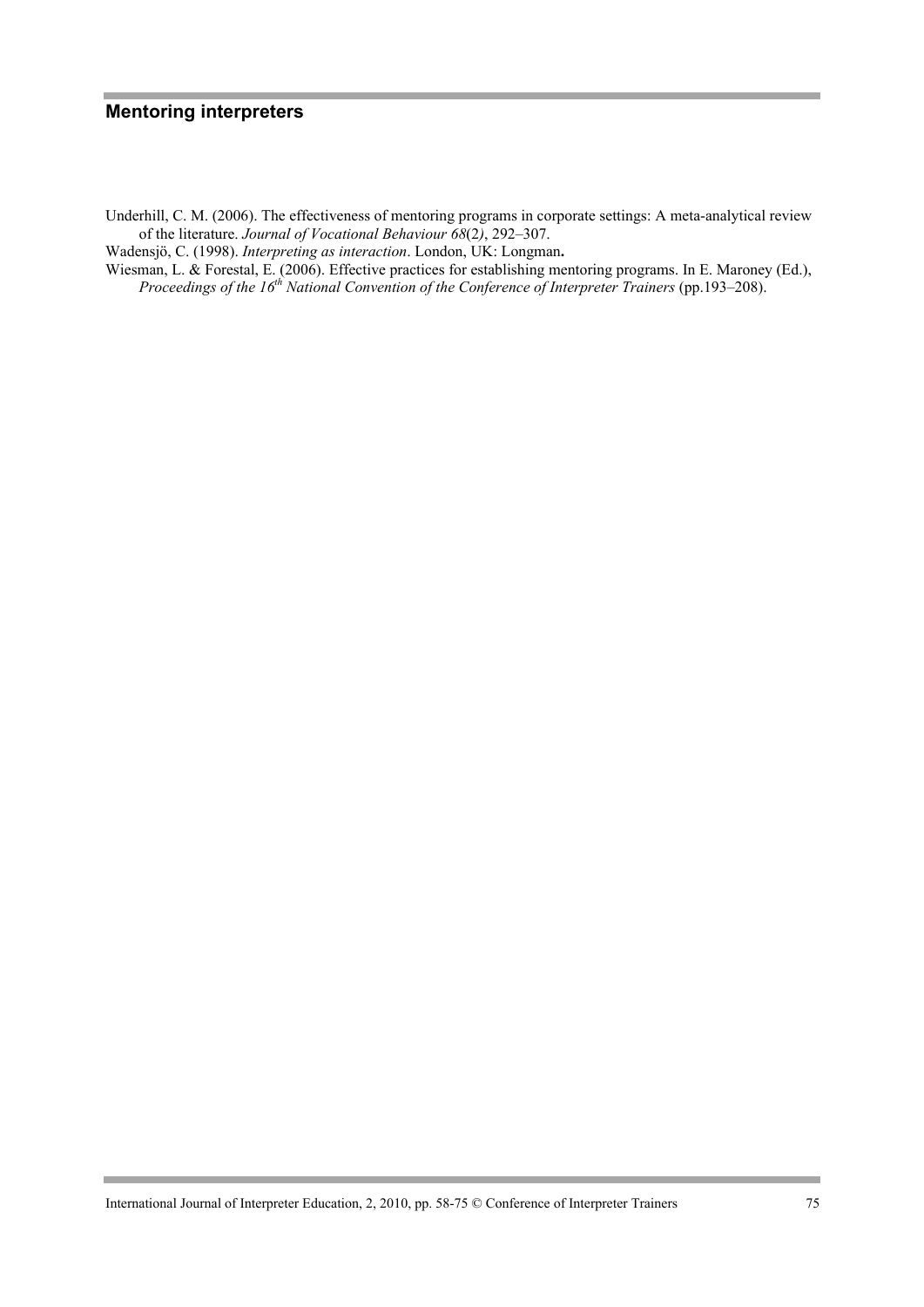Underhill, C. M. (2006). The effectiveness of mentoring programs in corporate settings: A meta-analytical review of the literature. *Journal of Vocational Behaviour 68*(2*)*, 292–307.

Wadensjö, C. (1998). *Interpreting as interaction*. London, UK: Longman**.**

Wiesman, L. & Forestal, E. (2006). Effective practices for establishing mentoring programs. In E. Maroney (Ed.), *Proceedings of the 16th National Convention of the Conference of Interpreter Trainers* (pp.193–208).